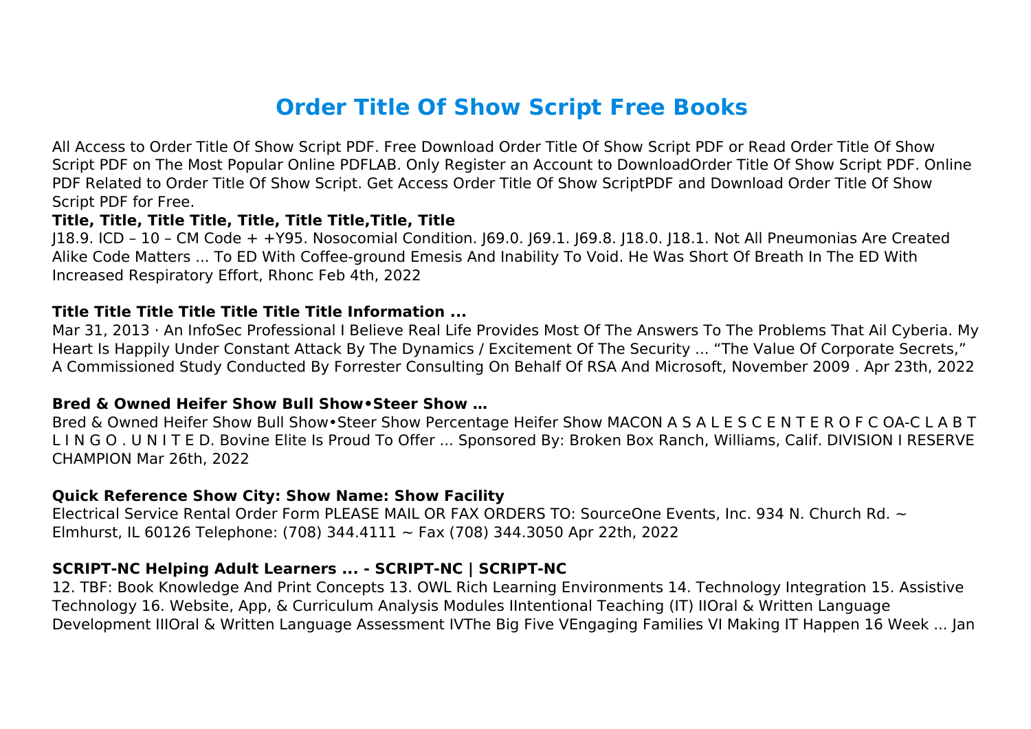# Order Title Of Show Script Free Books

All Access to Order Title Of Show Script PDF. Free Download Order Title Of Show Script PDF or Read Order Title Of Show Script PDF on The Most Popular Online PDFLAB. Only Register an Account to DownloadOrder Title Of Show Script PDF. Online PDF Related to Order Title Of Show Script. Get Access Order Title Of Show ScriptPDF and Download Order Title Of Show Script PDF for Free.

### Title, Title, Title Title, Title, Title Title,Title, Title

J18.9. ICD – 10 – CM Code + +Y95. Nosocomial Condition. J69.0. J69.1. J69.8. J18.0. J18.1. Not All Pneumonias Are Created Alike Code Matters ... To ED With Coffee-ground Emesis And Inability To Void. He Was Short Of Breath In The ED With Increased Respiratory Effort, Rhonc Feb 4th, 2022

### Title Title Title Title Title Title Title Information ...

Mar 31, 2013 · An InfoSec Professional I Believe Real Life Provides Most Of The Answers To The Problems That Ail Cyberia. My Heart Is Happily Under Constant Attack By The Dynamics / Excitement Of The Security ... "The Value Of Corporate Secrets," A Commissioned Study Conducted By Forrester Consulting On Behalf Of RSA And Microsoft, November 2009 . Apr 23th, 2022

### Bred & Owned Heifer Show Bull Show•Steer Show …

Bred & Owned Heifer Show Bull Show•Steer Show Percentage Heifer Show MACON A S A L E S C E N T E R O F C OA-C L A B T L I N G O . U N I T E D. Bovine Elite Is Proud To Offer ... Sponsored By: Broken Box Ranch, Williams, Calif. DIVISION I RESERVE CHAMPION Mar 26th, 2022

### Quick Reference Show City: Show Name: Show Facility

Electrical Service Rental Order Form PLEASE MAIL OR FAX ORDERS TO: SourceOne Events, Inc. 934 N. Church Rd. ~ Elmhurst, IL 60126 Telephone: (708) 344.4111 ~ Fax (708) 344.3050 Apr 22th, 2022

### SCRIPT-NC Helping Adult Learners ... - SCRIPT-NC | SCRIPT-NC

12. TBF: Book Knowledge And Print Concepts 13. OWL Rich Learning Environments 14. Technology Integration 15. Assistive Technology 16. Website, App, & Curriculum Analysis Modules IIntentional Teaching (IT) IIOral & Written Language Development IIIOral & Written Language Assessment IVThe Big Five VEngaging Families VI Making IT Happen 16 Week ... Jan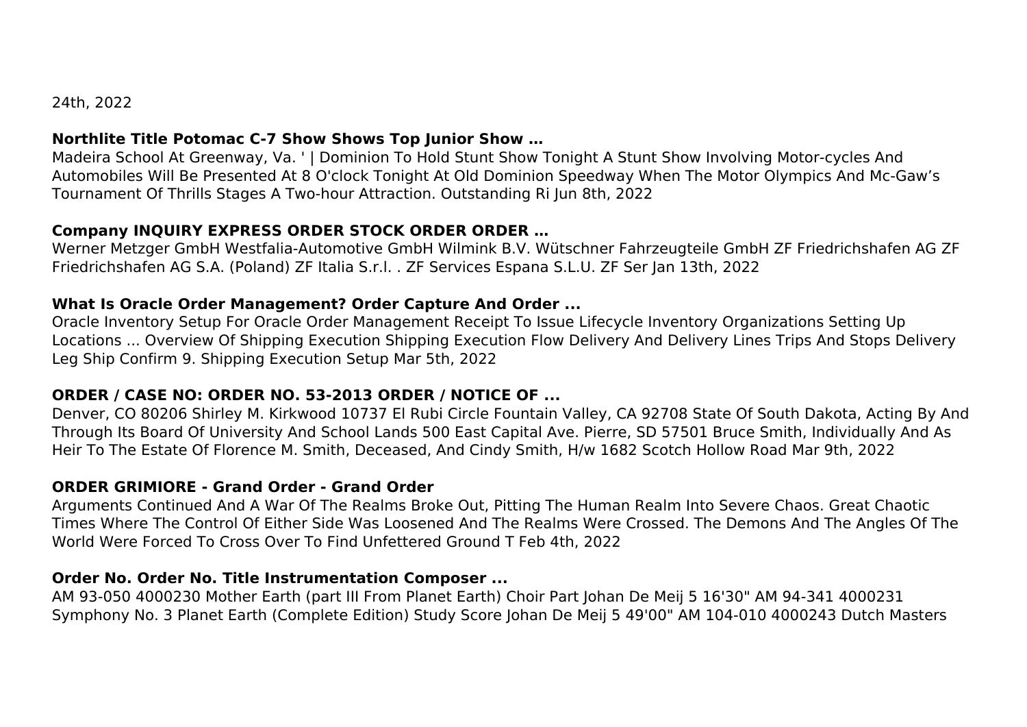24th, 2022

**Northlite Title Potomac C-7 Show Shows Top Junior Show …**

Madeira School At Greenway, Va. ' | Dominion To Hold Stunt Show Tonight A Stunt Show Involving Motor-cycles And Automobiles Will Be Presented At 8 O'clock Tonight At Old Dominion Speedway When The Motor Olympics And Mc-Gaw's Tournament Of Thrills Stages A Two-hour Attraction. Outstanding Ri Jun 8th, 2022

**Company INQUIRY EXPRESS ORDER STOCK ORDER ORDER …**

Werner Metzger GmbH Westfalia-Automotive GmbH Wilmink B.V. Wütschner Fahrzeugteile GmbH ZF Friedrichshafen AG ZF Friedrichshafen AG S.A. (Poland) ZF Italia S.r.l. . ZF Services Espana S.L.U. ZF Ser Jan 13th, 2022

**What Is Oracle Order Management? Order Capture And Order ...**

Oracle Inventory Setup For Oracle Order Management Receipt To Issue Lifecycle Inventory Organizations Setting Up Locations ... Overview Of Shipping Execution Shipping Execution Flow Delivery And Delivery Lines Trips And Stops Delivery Leg Ship Confirm 9. Shipping Execution Setup Mar 5th, 2022

**ORDER / CASE NO: ORDER NO. 53-2013 ORDER / NOTICE OF ...**

Denver, CO 80206 Shirley M. Kirkwood 10737 El Rubi Circle Fountain Valley, CA 92708 State Of South Dakota, Acting By And Through Its Board Of University And School Lands 500 East Capital Ave. Pierre, SD 57501 Bruce Smith, Individually And As Heir To The Estate Of Florence M. Smith, Deceased, And Cindy Smith, H/w 1682 Scotch Hollow Road Mar 9th, 2022

**ORDER GRIMIORE - Grand Order - Grand Order**

Arguments Continued And A War Of The Realms Broke Out, Pitting The Human Realm Into Severe Chaos. Great Chaotic Times Where The Control Of Either Side Was Loosened And The Realms Were Crossed. The Demons And The Angles Of The World Were Forced To Cross Over To Find Unfettered Ground T Feb 4th, 2022

**Order No. Order No. Title Instrumentation Composer ...**

AM 93-050 4000230 Mother Earth (part III From Planet Earth) Choir Part Johan De Meij 5 16'30" AM 94-341 4000231 Symphony No. 3 Planet Earth (Complete Edition) Study Score Johan De Meij 5 49'00" AM 104-010 4000243 Dutch Masters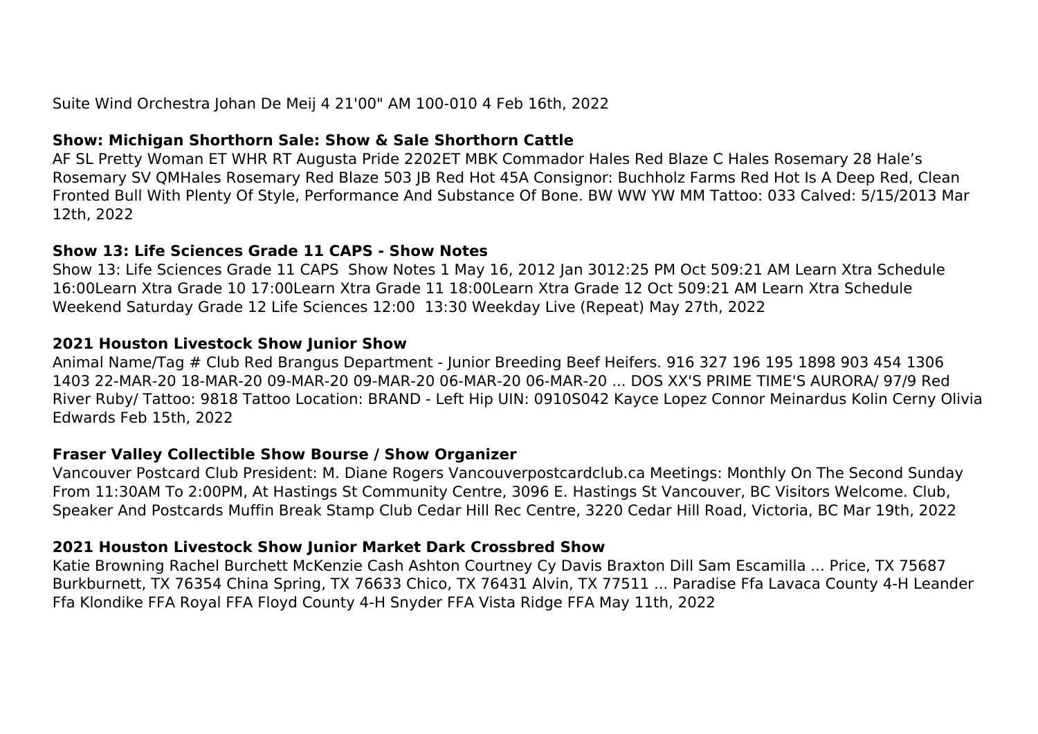Suite Wind Orchestra Johan De Meij 4 21'00" AM 100-010 4 Feb 16th, 2022

**Show: Michigan Shorthorn Sale: Show & Sale Shorthorn Cattle**

AF SL Pretty Woman ET WHR RT Augusta Pride 2202ET MBK Commador Hales Red Blaze C Hales Rosemary 28 Hale's Rosemary SV QMHales Rosemary Red Blaze 503 JB Red Hot 45A Consignor: Buchholz Farms Red Hot Is A Deep Red, Clean Fronted Bull With Plenty Of Style, Performance And Substance Of Bone. BW WW YW MM Tattoo: 033 Calved: 5/15/2013 Mar 12th, 2022

**Show 13: Life Sciences Grade 11 CAPS - Show Notes**

Show 13: Life Sciences Grade 11 CAPS Show Notes 1 May 16, 2012 Jan 3012:25 PM Oct 509:21 AM Learn Xtra Schedule 16:00Learn Xtra Grade 10 17:00Learn Xtra Grade 11 18:00Learn Xtra Grade 12 Oct 509:21 AM Learn Xtra Schedule Weekend Saturday Grade 12 Life Sciences 12:00 13:30 Weekday Live (Repeat) May 27th, 2022

**2021 Houston Livestock Show Junior Show**

Animal Name/Tag # Club Red Brangus Department - Junior Breeding Beef Heifers. 916 327 196 195 1898 903 454 1306 1403 22-MAR-20 18-MAR-20 09-MAR-20 09-MAR-20 06-MAR-20 06-MAR-20 ... DOS XX'S PRIME TIME'S AURORA/ 97/9 Red River Ruby/ Tattoo: 9818 Tattoo Location: BRAND - Left Hip UIN: 0910S042 Kayce Lopez Connor Meinardus Kolin Cerny Olivia Edwards Feb 15th, 2022

**Fraser Valley Collectible Show Bourse / Show Organizer**

Vancouver Postcard Club President: M. Diane Rogers Vancouverpostcardclub.ca Meetings: Monthly On The Second Sunday From 11:30AM To 2:00PM, At Hastings St Community Centre, 3096 E. Hastings St Vancouver, BC Visitors Welcome. Club, Speaker And Postcards Muffin Break Stamp Club Cedar Hill Rec Centre, 3220 Cedar Hill Road, Victoria, BC Mar 19th, 2022

**2021 Houston Livestock Show Junior Market Dark Crossbred Show**

Katie Browning Rachel Burchett McKenzie Cash Ashton Courtney Cy Davis Braxton Dill Sam Escamilla ... Price, TX 75687 Burkburnett, TX 76354 China Spring, TX 76633 Chico, TX 76431 Alvin, TX 77511 ... Paradise Ffa Lavaca County 4-H Leander Ffa Klondike FFA Royal FFA Floyd County 4-H Snyder FFA Vista Ridge FFA May 11th, 2022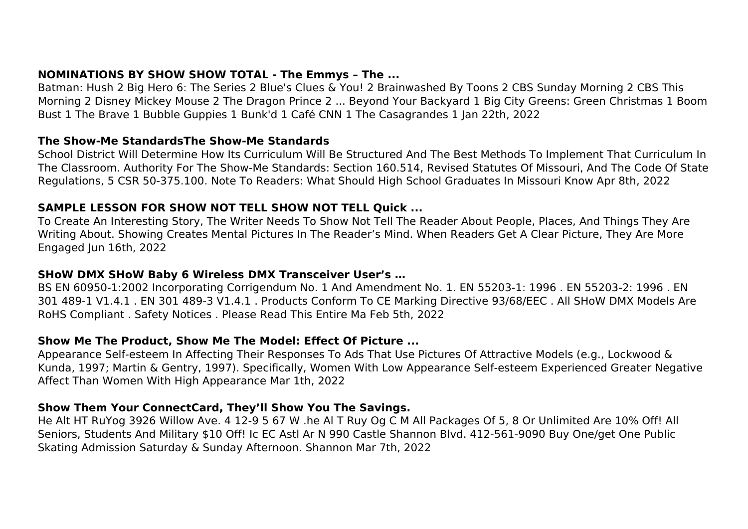**NOMINATIONS BY SHOW SHOW TOTAL - The Emmys – The ...**

Batman: Hush 2 Big Hero 6: The Series 2 Blue's Clues & You! 2 Brainwashed By Toons 2 CBS Sunday Morning 2 CBS This Morning 2 Disney Mickey Mouse 2 The Dragon Prince 2 ... Beyond Your Backyard 1 Big City Greens: Green Christmas 1 Boom Bust 1 The Brave 1 Bubble Guppies 1 Bunk'd 1 Café CNN 1 The Casagrandes 1 Jan 22th, 2022

**The Show-Me StandardsThe Show-Me Standards**

School District Will Determine How Its Curriculum Will Be Structured And The Best Methods To Implement That Curriculum In The Classroom. Authority For The Show-Me Standards: Section 160.514, Revised Statutes Of Missouri, And The Code Of State Regulations, 5 CSR 50-375.100. Note To Readers: What Should High School Graduates In Missouri Know Apr 8th, 2022

**SAMPLE LESSON FOR SHOW NOT TELL SHOW NOT TELL Quick ...**

To Create An Interesting Story, The Writer Needs To Show Not Tell The Reader About People, Places, And Things They Are Writing About. Showing Creates Mental Pictures In The Reader's Mind. When Readers Get A Clear Picture, They Are More Engaged Jun 16th, 2022

**SHoW DMX SHoW Baby 6 Wireless DMX Transceiver User's …**

BS EN 60950-1:2002 Incorporating Corrigendum No. 1 And Amendment No. 1. EN 55203-1: 1996 . EN 55203-2: 1996 . EN 301 489-1 V1.4.1 . EN 301 489-3 V1.4.1 . Products Conform To CE Marking Directive 93/68/EEC . All SHoW DMX Models Are RoHS Compliant . Safety Notices . Please Read This Entire Ma Feb 5th, 2022

**Show Me The Product, Show Me The Model: Effect Of Picture ...**

Appearance Self-esteem In Affecting Their Responses To Ads That Use Pictures Of Attractive Models (e.g., Lockwood & Kunda, 1997; Martin & Gentry, 1997). Specifically, Women With Low Appearance Self-esteem Experienced Greater Negative Affect Than Women With High Appearance Mar 1th, 2022

**Show Them Your ConnectCard, They'll Show You The Savings.**

He Alt HT RuYog 3926 Willow Ave. 4 12-9 5 67 W .he Al T Ruy Og C M All Packages Of 5, 8 Or Unlimited Are 10% Off! All Seniors, Students And Military $10 Off! Ic EC Astl Ar N 990 Castle Shannon Blvd. 412-561-9090 Buy One/get One Public Skating Admission Saturday & Sunday Afternoon. Shannon Mar 7th, 2022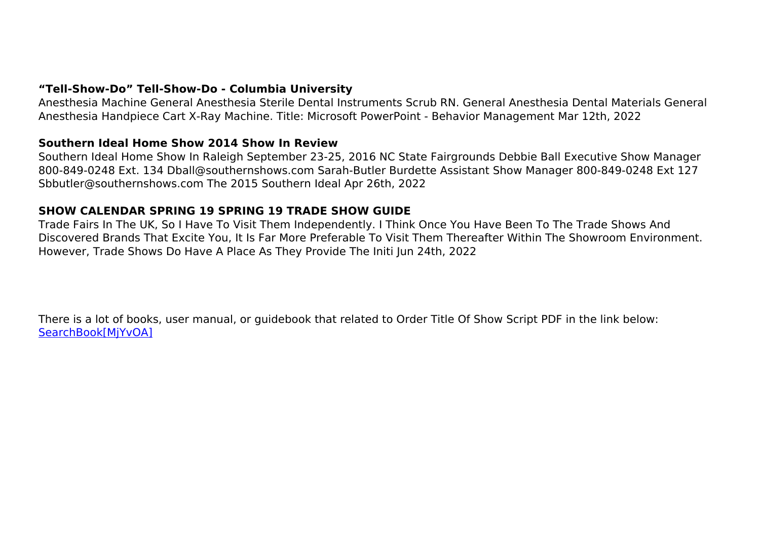**“Tell-Show-Do” Tell-Show-Do - Columbia University**

Anesthesia Machine General Anesthesia Sterile Dental Instruments Scrub RN. General Anesthesia Dental Materials General Anesthesia Handpiece Cart X-Ray Machine. Title: Microsoft PowerPoint - Behavior Management Mar 12th, 2022

**Southern Ideal Home Show 2014 Show In Review**

Southern Ideal Home Show In Raleigh September 23-25, 2016 NC State Fairgrounds Debbie Ball Executive Show Manager 800-849-0248 Ext. 134 Dball@southernshows.com Sarah-Butler Burdette Assistant Show Manager 800-849-0248 Ext 127 Sbbutler@southernshows.com The 2015 Southern Ideal Apr 26th, 2022

**SHOW CALENDAR SPRING 19 SPRING 19 TRADE SHOW GUIDE**

Trade Fairs In The UK, So I Have To Visit Them Independently. I Think Once You Have Been To The Trade Shows And Discovered Brands That Excite You, It Is Far More Preferable To Visit Them Thereafter Within The Showroom Environment. However, Trade Shows Do Have A Place As They Provide The Initi Jun 24th, 2022

There is a lot of books, user manual, or guidebook that related to Order Title Of Show Script PDF in the link below:
[SearchBook[MjYvOA]]